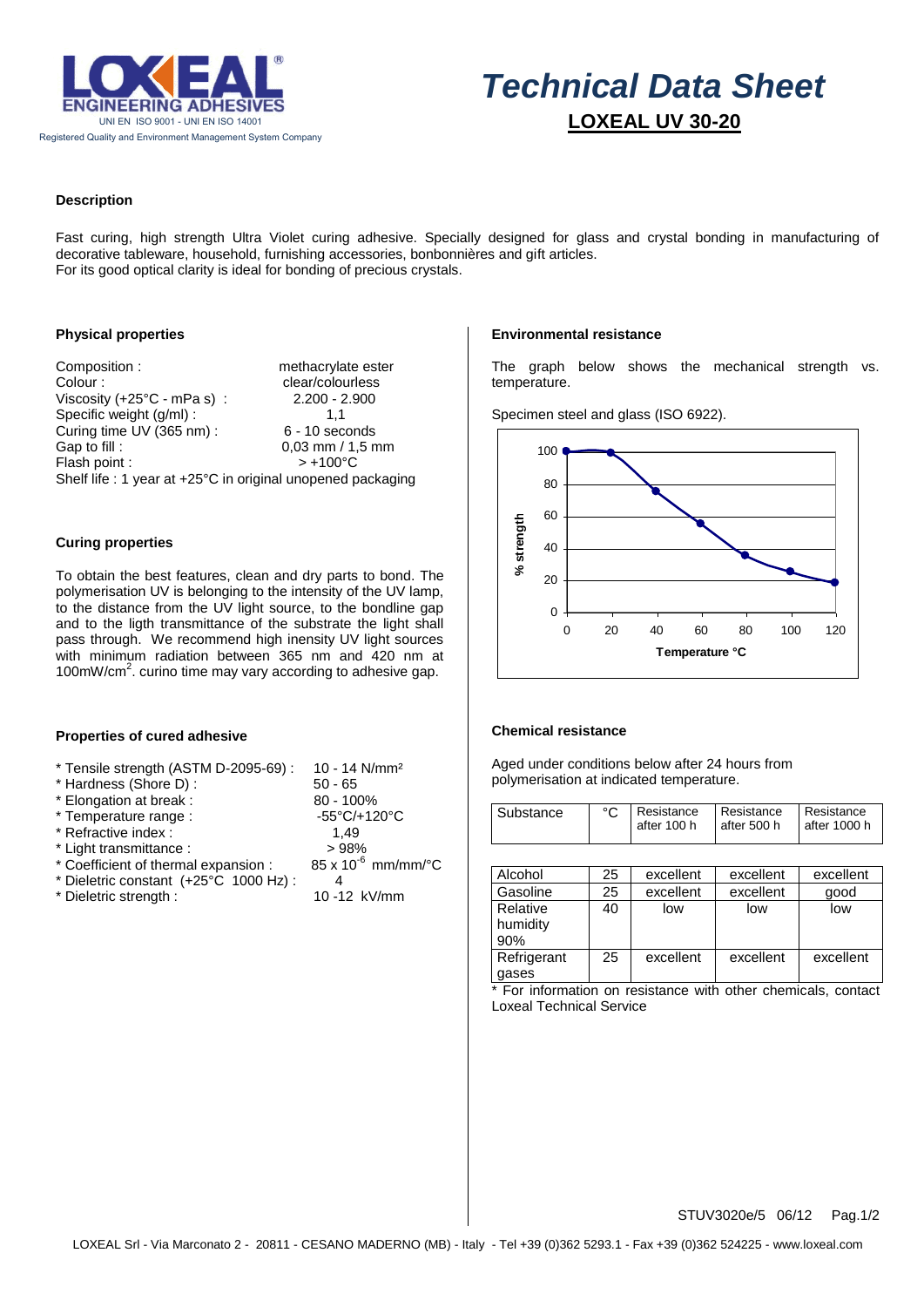# Technical Data Sheet

## LOXEAL UV 30-20

### Description

Fast curing, high strength Ultra Violet curing adhesive. Specially designed for glass and crystal bonding in manufacturing of decorative tableware, household, furnishing accessories, bonbonnières and gift articles.
For its good optical clarity is ideal for bonding of precious crystals.

### Physical properties

| | |
|---|---|
| Composition : | methacrylate ester |
| Colour : | clear/colourless |
| Viscosity (+25°C - mPa s) : | 2.200 - 2.900 |
| Specific weight (g/ml) : | 1,1 |
| Curing time UV (365 nm) : | 6 - 10 seconds |
| Gap to fill : | 0,03 mm / 1,5 mm |
| Flash point : | > +100°C |

Shelf life : 1 year at +25°C in original unopened packaging

### Curing properties

To obtain the best features, clean and dry parts to bond. The polymerisation UV is belonging to the intensity of the UV lamp, to the distance from the UV light source, to the bondline gap and to the ligth transmittance of the substrate the light shall pass through. We recommend high inensity UV light sources with minimum radiation between 365 nm and 420 nm at 100mW/cm$^2$. curino time may vary according to adhesive gap.

### Properties of cured adhesive

| | |
|---|---|
| * Tensile strength (ASTM D-2095-69) : | 10 - 14 N/mm² |
| * Hardness (Shore D) : | 50 - 65 |
| * Elongation at break : | 80 - 100% |
| * Temperature range : | -55°C/+120°C |
| * Refractive index : | 1,49 |
| * Light transmittance : | > 98% |
| * Coefficient of thermal expansion : | 85 x $10^{-6}$ mm/mm/°C |
| * Dieletric constant (+25°C 1000 Hz) : | 4 |
| * Dieletric strength : | 10 -12 kV/mm |

### Environmental resistance

The graph below shows the mechanical strength vs. temperature.

Specimen steel and glass (ISO 6922).

| Temperature °C | % strength |
|---|---|
| 0 | 100 |
| 20 | 99 |
| 40 | 76 |
| 60 | 56 |
| 80 | 36 |
| 100 | 26 |
| 120 | 20 |

### Chemical resistance

Aged under conditions below after 24 hours from polymerisation at indicated temperature.

| Substance | °C | Resistance after 100 h | Resistance after 500 h | Resistance after 1000 h |
|---|---|---|---|---|
| Alcohol | 25 | excellent | excellent | excellent |
| Gasoline | 25 | excellent | excellent | good |
| Relative humidity 90% | 40 | low | low | low |
| Refrigerant gases | 25 | excellent | excellent | excellent |

* For information on resistance with other chemicals, contact Loxeal Technical Service

STUV3020e/5 06/12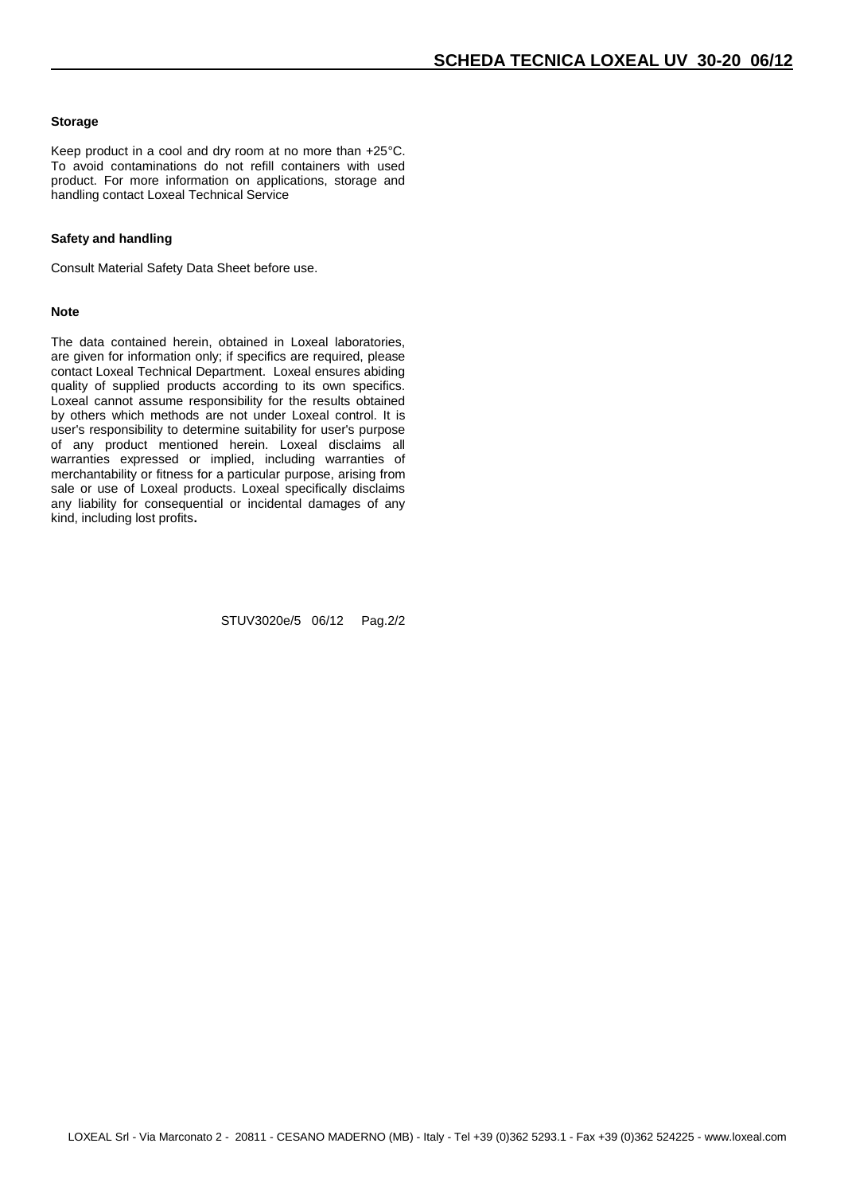## Storage

Keep product in a cool and dry room at no more than +25°C. To avoid contaminations do not refill containers with used product. For more information on applications, storage and handling contact Loxeal Technical Service

## Safety and handling

Consult Material Safety Data Sheet before use.

## Note

The data contained herein, obtained in Loxeal laboratories, are given for information only; if specifics are required, please contact Loxeal Technical Department. Loxeal ensures abiding quality of supplied products according to its own specifics. Loxeal cannot assume responsibility for the results obtained by others which methods are not under Loxeal control. It is user's responsibility to determine suitability for user's purpose of any product mentioned herein. Loxeal disclaims all warranties expressed or implied, including warranties of merchantability or fitness for a particular purpose, arising from sale or use of Loxeal products. Loxeal specifically disclaims any liability for consequential or incidental damages of any kind, including lost profits.